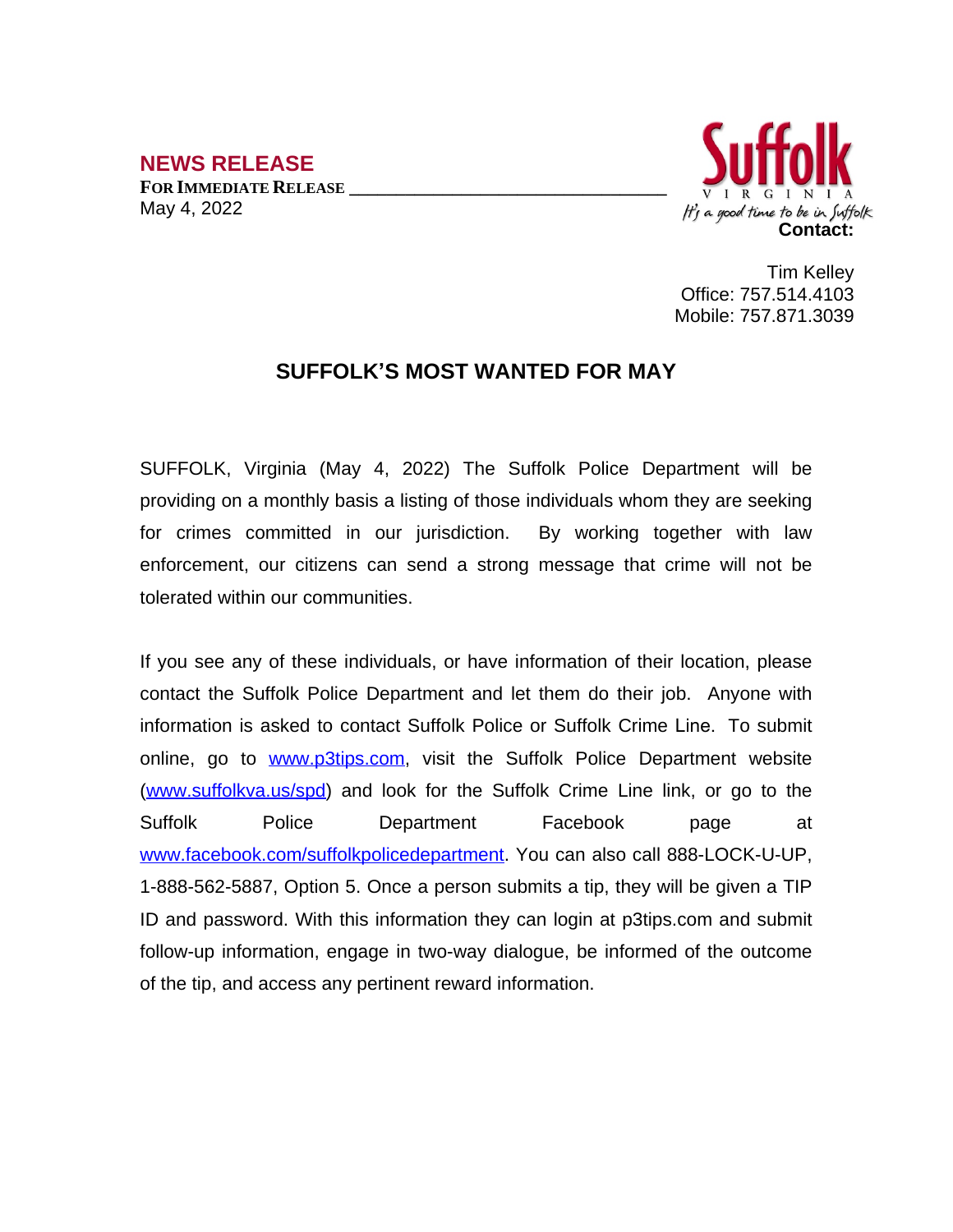**NEWS RELEASE**

**FOR IMMEDIATE RELEASE**

May 4, 2022

Suffolk
VIRGINIA
It's a good time to be in Suffolk

**Contact:**

Tim Kelley
Office: 757.514.4103
Mobile: 757.871.3039

# SUFFOLK'S MOST WANTED FOR MAY

SUFFOLK, Virginia (May 4, 2022) The Suffolk Police Department will be providing on a monthly basis a listing of those individuals whom they are seeking for crimes committed in our jurisdiction. By working together with law enforcement, our citizens can send a strong message that crime will not be tolerated within our communities.

If you see any of these individuals, or have information of their location, please contact the Suffolk Police Department and let them do their job. Anyone with information is asked to contact Suffolk Police or Suffolk Crime Line. To submit online, go to www.p3tips.com, visit the Suffolk Police Department website (www.suffolkva.us/spd) and look for the Suffolk Crime Line link, or go to the Suffolk Police Department Facebook page at www.facebook.com/suffolkpolicedepartment. You can also call 888-LOCK-U-UP, 1-888-562-5887, Option 5. Once a person submits a tip, they will be given a TIP ID and password. With this information they can login at p3tips.com and submit follow-up information, engage in two-way dialogue, be informed of the outcome of the tip, and access any pertinent reward information.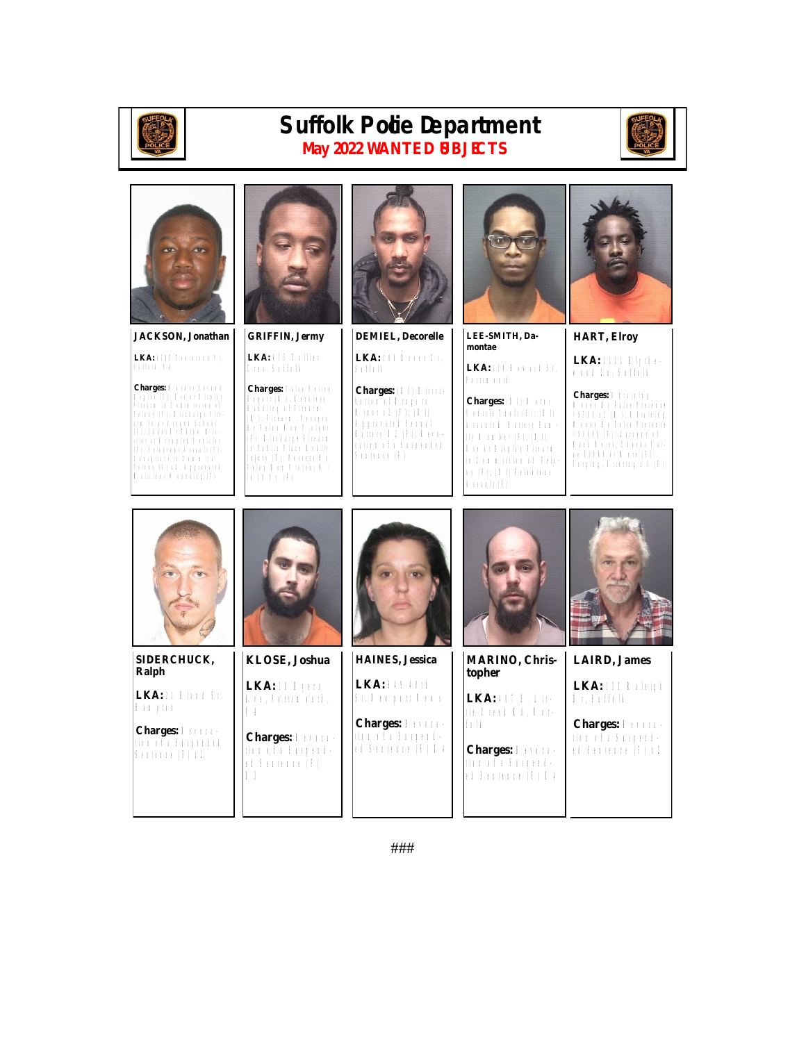# Suffolk Police Department

## May 2022 WANTED SUBJECTS

**JACKSON, Jonathan**

**LKA:**

**Charges:**

**GRIFFIN, Jermy**

**LKA:**

**Charges:**

**DEMIEL, Decorelle**

**LKA:**

**Charges:**

**LEE-SMITH, Da-montae**

**LKA:**

**Charges:**

**HART, Elroy**

**LKA:**

**Charges:**

**SIDERCHUCK, Ralph**

**LKA:**

**Charges:**

**KLOSE, Joshua**

**LKA:**

**Charges:**

**HAINES, Jessica**

**LKA:**

**Charges:**

**MARINO, Chris-topher**

**LKA:**

**Charges:**

**LAIRD, James**

**LKA:**

**Charges:**

###